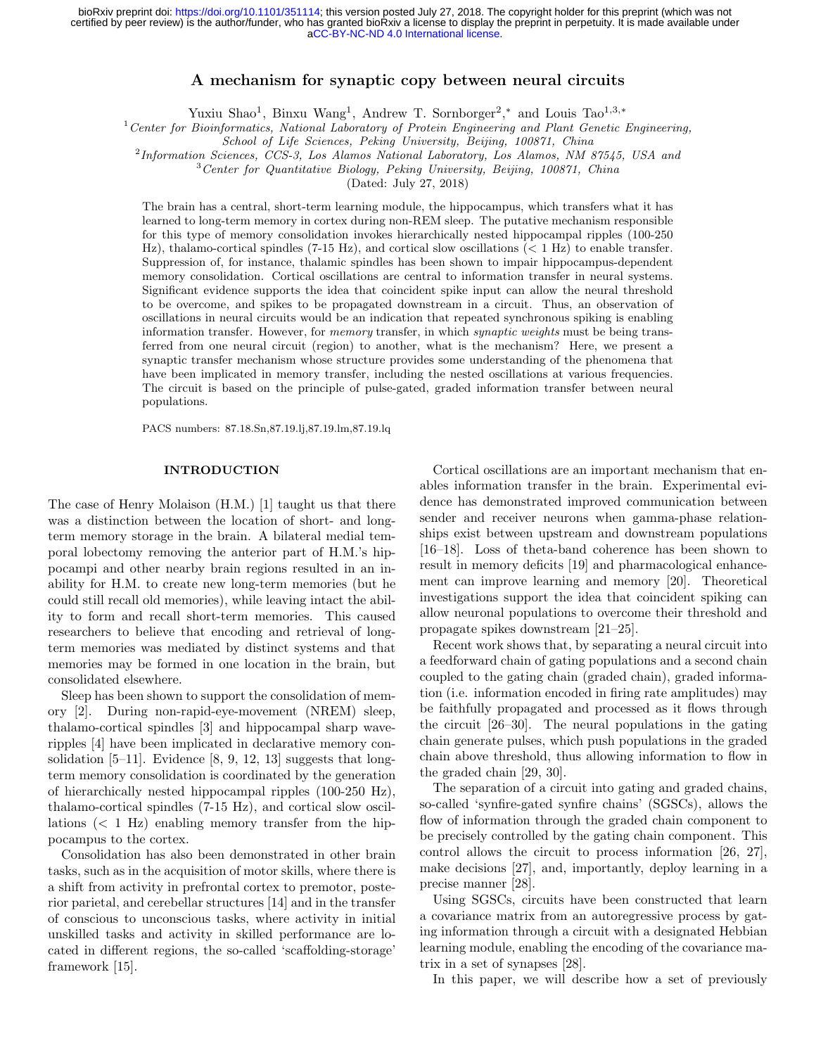# A mechanism for synaptic copy between neural circuits

Yuxiu Shao[1], Binxu Wang[1], Andrew T. Sornborger[2,*] and Louis Tao[1,3,*]

[1] *Center for Bioinformatics, National Laboratory of Protein Engineering and Plant Genetic Engineering, School of Life Sciences, Peking University, Beijing, 100871, China*
[2] *Information Sciences, CCS-3, Los Alamos National Laboratory, Los Alamos, NM 87545, USA and*
[3] *Center for Quantitative Biology, Peking University, Beijing, 100871, China*

(Dated: July 27, 2018)

The brain has a central, short-term learning module, the hippocampus, which transfers what it has learned to long-term memory in cortex during non-REM sleep. The putative mechanism responsible for this type of memory consolidation invokes hierarchically nested hippocampal ripples (100-250 Hz), thalamo-cortical spindles (7-15 Hz), and cortical slow oscillations (< 1 Hz) to enable transfer. Suppression of, for instance, thalamic spindles has been shown to impair hippocampus-dependent memory consolidation. Cortical oscillations are central to information transfer in neural systems. Significant evidence supports the idea that coincident spike input can allow the neural threshold to be overcome, and spikes to be propagated downstream in a circuit. Thus, an observation of oscillations in neural circuits would be an indication that repeated synchronous spiking is enabling information transfer. However, for *memory* transfer, in which *synaptic weights* must be being transferred from one neural circuit (region) to another, what is the mechanism? Here, we present a synaptic transfer mechanism whose structure provides some understanding of the phenomena that have been implicated in memory transfer, including the nested oscillations at various frequencies. The circuit is based on the principle of pulse-gated, graded information transfer between neural populations.

PACS numbers: 87.18.Sn,87.19.lj,87.19.lm,87.19.lq

## INTRODUCTION

The case of Henry Molaison (H.M.) [1] taught us that there was a distinction between the location of short- and long-term memory storage in the brain. A bilateral medial temporal lobectomy removing the anterior part of H.M.'s hippocampi and other nearby brain regions resulted in an inability for H.M. to create new long-term memories (but he could still recall old memories), while leaving intact the ability to form and recall short-term memories. This caused researchers to believe that encoding and retrieval of long-term memories was mediated by distinct systems and that memories may be formed in one location in the brain, but consolidated elsewhere.

Sleep has been shown to support the consolidation of memory [2]. During non-rapid-eye-movement (NREM) sleep, thalamo-cortical spindles [3] and hippocampal sharp wave-ripples [4] have been implicated in declarative memory consolidation [5–11]. Evidence [8, 9, 12, 13] suggests that long-term memory consolidation is coordinated by the generation of hierarchically nested hippocampal ripples (100-250 Hz), thalamo-cortical spindles (7-15 Hz), and cortical slow oscillations (< 1 Hz) enabling memory transfer from the hippocampus to the cortex.

Consolidation has also been demonstrated in other brain tasks, such as in the acquisition of motor skills, where there is a shift from activity in prefrontal cortex to premotor, posterior parietal, and cerebellar structures [14] and in the transfer of conscious to unconscious tasks, where activity in initial unskilled tasks and activity in skilled performance are located in different regions, the so-called 'scaffolding-storage' framework [15].

Cortical oscillations are an important mechanism that enables information transfer in the brain. Experimental evidence has demonstrated improved communication between sender and receiver neurons when gamma-phase relationships exist between upstream and downstream populations [16–18]. Loss of theta-band coherence has been shown to result in memory deficits [19] and pharmacological enhancement can improve learning and memory [20]. Theoretical investigations support the idea that coincident spiking can allow neuronal populations to overcome their threshold and propagate spikes downstream [21–25].

Recent work shows that, by separating a neural circuit into a feedforward chain of gating populations and a second chain coupled to the gating chain (graded chain), graded information (i.e. information encoded in firing rate amplitudes) may be faithfully propagated and processed as it flows through the circuit [26–30]. The neural populations in the gating chain generate pulses, which push populations in the graded chain above threshold, thus allowing information to flow in the graded chain [29, 30].

The separation of a circuit into gating and graded chains, so-called 'synfire-gated synfire chains' (SGSCs), allows the flow of information through the graded chain component to be precisely controlled by the gating chain component. This control allows the circuit to process information [26, 27], make decisions [27], and, importantly, deploy learning in a precise manner [28].

Using SGSCs, circuits have been constructed that learn a covariance matrix from an autoregressive process by gating information through a circuit with a designated Hebbian learning module, enabling the encoding of the covariance matrix in a set of synapses [28].

In this paper, we will describe how a set of previously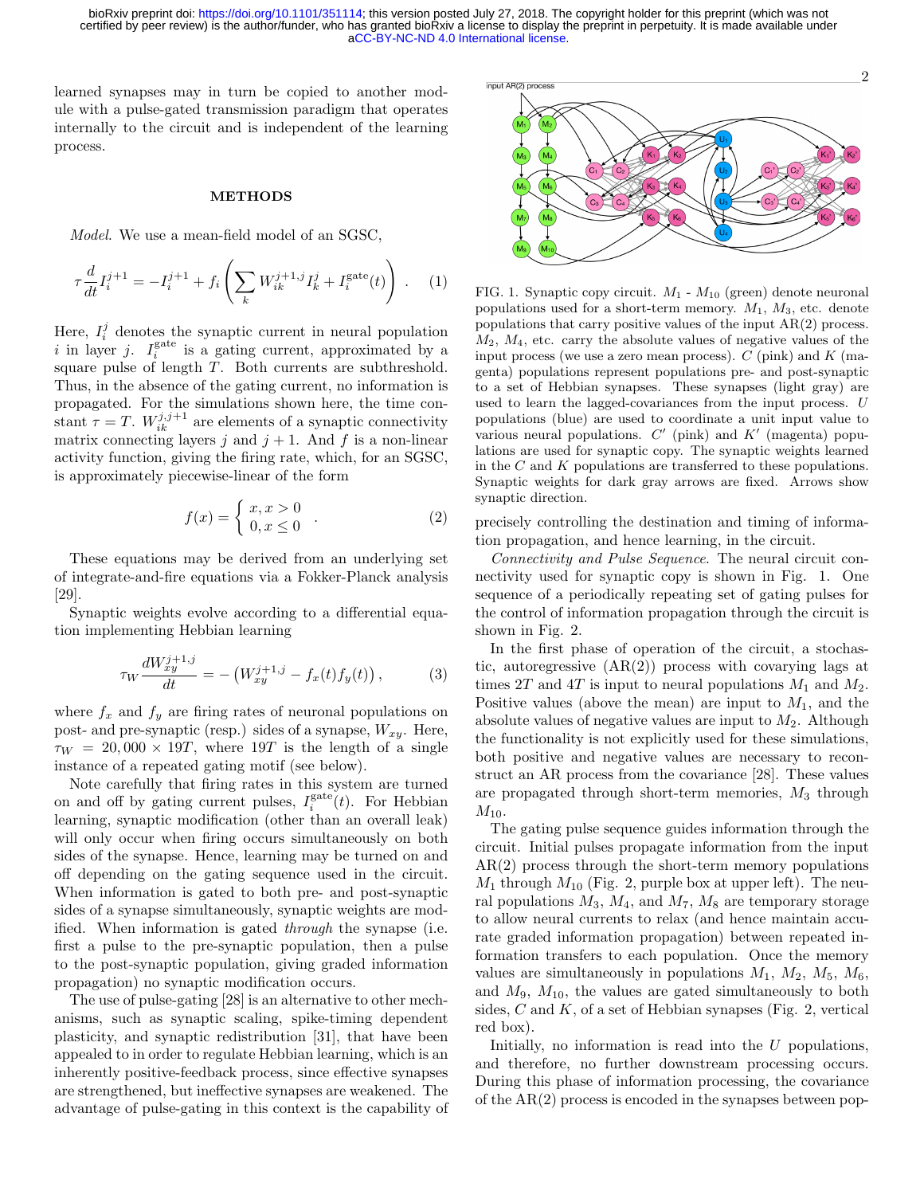learned synapses may in turn be copied to another module with a pulse-gated transmission paradigm that operates internally to the circuit and is independent of the learning process.

## METHODS

*Model*. We use a mean-field model of an SGSC,

$$\tau \frac{d}{dt} I_i^{j+1} = -I_i^{j+1} + f_i \left( \sum_k W_{ik}^{j+1,j} I_k^j + I_i^{\text{gate}}(t) \right) . \quad (1)$$

Here, $I_i^j$ denotes the synaptic current in neural population $i$ in layer $j$. $I_i^{\text{gate}}$ is a gating current, approximated by a square pulse of length $T$. Both currents are subthreshold. Thus, in the absence of the gating current, no information is propagated. For the simulations shown here, the time constant $\tau = T$. $W_{ik}^{j,j+1}$ are elements of a synaptic connectivity matrix connecting layers $j$ and $j+1$. And $f$ is a non-linear activity function, giving the firing rate, which, for an SGSC, is approximately piecewise-linear of the form

$$f(x) = \begin{cases} x, x > 0 \\ 0, x \leq 0 \end{cases} . \quad (2)$$

These equations may be derived from an underlying set of integrate-and-fire equations via a Fokker-Planck analysis [29].

Synaptic weights evolve according to a differential equation implementing Hebbian learning

$$\tau_W \frac{dW_{xy}^{j+1,j}}{dt} = -\left( W_{xy}^{j+1,j} - f_x(t) f_y(t) \right) , \quad (3)$$

where $f_x$ and $f_y$ are firing rates of neuronal populations on post- and pre-synaptic (resp.) sides of a synapse, $W_{xy}$. Here, $\tau_W = 20,000 \times 19T$, where $19T$ is the length of a single instance of a repeated gating motif (see below).

Note carefully that firing rates in this system are turned on and off by gating current pulses, $I_i^{\text{gate}}(t)$. For Hebbian learning, synaptic modification (other than an overall leak) will only occur when firing occurs simultaneously on both sides of the synapse. Hence, learning may be turned on and off depending on the gating sequence used in the circuit. When information is gated to both pre- and post-synaptic sides of a synapse simultaneously, synaptic weights are modified. When information is gated *through* the synapse (i.e. first a pulse to the pre-synaptic population, then a pulse to the post-synaptic population, giving graded information propagation) no synaptic modification occurs.

The use of pulse-gating [28] is an alternative to other mechanisms, such as synaptic scaling, spike-timing dependent plasticity, and synaptic redistribution [31], that have been appealed to in order to regulate Hebbian learning, which is an inherently positive-feedback process, since effective synapses are strengthened, but ineffective synapses are weakened. The advantage of pulse-gating in this context is the capability of precisely controlling the destination and timing of information propagation, and hence learning, in the circuit.

FIG. 1. Synaptic copy circuit. $M_1$ - $M_{10}$ (green) denote neuronal populations used for a short-term memory. $M_1$, $M_3$, etc. denote populations that carry positive values of the input AR(2) process. $M_2$, $M_4$, etc. carry the absolute values of negative values of the input process (we use a zero mean process). $C$ (pink) and $K$ (magenta) populations represent populations pre- and post-synaptic to a set of Hebbian synapses. These synapses (light gray) are used to learn the lagged-covariances from the input process. $U$ populations (blue) are used to coordinate a unit input value to various neural populations. $C'$ (pink) and $K'$ (magenta) populations are used for synaptic copy. The synaptic weights learned in the $C$ and $K$ populations are transferred to these populations. Synaptic weights for dark gray arrows are fixed. Arrows show synaptic direction.

*Connectivity and Pulse Sequence*. The neural circuit connectivity used for synaptic copy is shown in Fig. 1. One sequence of a periodically repeating set of gating pulses for the control of information propagation through the circuit is shown in Fig. 2.

In the first phase of operation of the circuit, a stochastic, autoregressive (AR(2)) process with covarying lags at times $2T$ and $4T$ is input to neural populations $M_1$ and $M_2$. Positive values (above the mean) are input to $M_1$, and the absolute values of negative values are input to $M_2$. Although the functionality is not explicitly used for these simulations, both positive and negative values are necessary to reconstruct an AR process from the covariance [28]. These values are propagated through short-term memories, $M_3$ through $M_{10}$.

The gating pulse sequence guides information through the circuit. Initial pulses propagate information from the input AR(2) process through the short-term memory populations $M_1$ through $M_{10}$ (Fig. 2, purple box at upper left). The neural populations $M_3$, $M_4$, and $M_7$, $M_8$ are temporary storage to allow neural currents to relax (and hence maintain accurate graded information propagation) between repeated information transfers to each population. Once the memory values are simultaneously in populations $M_1$, $M_2$, $M_5$, $M_6$, and $M_9$, $M_{10}$, the values are gated simultaneously to both sides, $C$ and $K$, of a set of Hebbian synapses (Fig. 2, vertical red box).

Initially, no information is read into the $U$ populations, and therefore, no further downstream processing occurs. During this phase of information processing, the covariance of the AR(2) process is encoded in the synapses between pop-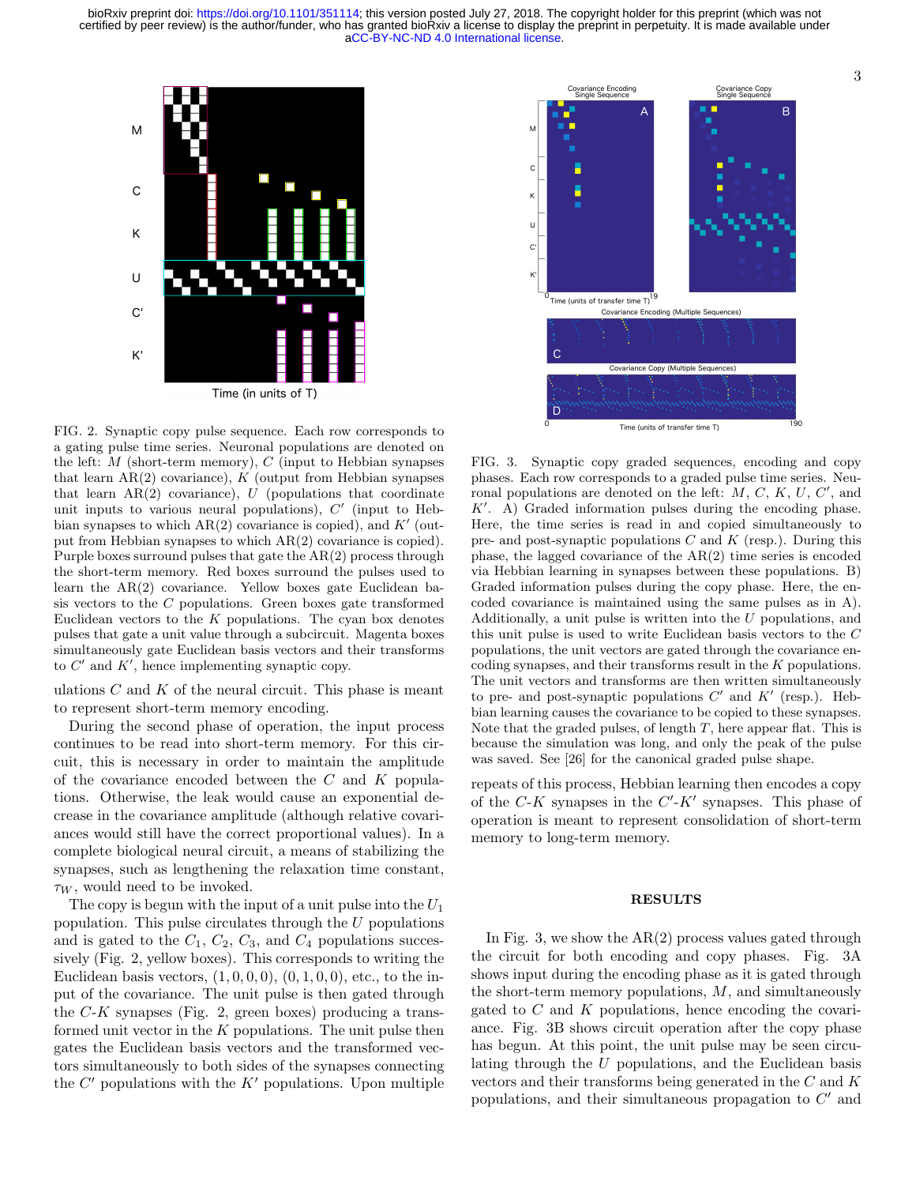FIG. 2. Synaptic copy pulse sequence. Each row corresponds to a gating pulse time series. Neuronal populations are denoted on the left: $M$ (short-term memory), $C$ (input to Hebbian synapses that learn AR(2) covariance), $K$ (output from Hebbian synapses that learn AR(2) covariance), $U$ (populations that coordinate unit inputs to various neural populations), $C'$ (input to Hebbian synapses to which AR(2) covariance is copied), and $K'$ (output from Hebbian synapses to which AR(2) covariance is copied). Purple boxes surround pulses that gate the AR(2) process through the short-term memory. Red boxes surround the pulses used to learn the AR(2) covariance. Yellow boxes gate Euclidean basis vectors to the $C$ populations. Green boxes gate transformed Euclidean vectors to the $K$ populations. The cyan box denotes pulses that gate a unit value through a subcircuit. Magenta boxes simultaneously gate Euclidean basis vectors and their transforms to $C'$ and $K'$, hence implementing synaptic copy.

ulations $C$ and $K$ of the neural circuit. This phase is meant to represent short-term memory encoding.

During the second phase of operation, the input process continues to be read into short-term memory. For this circuit, this is necessary in order to maintain the amplitude of the covariance encoded between the $C$ and $K$ populations. Otherwise, the leak would cause an exponential decrease in the covariance amplitude (although relative covariances would still have the correct proportional values). In a complete biological neural circuit, a means of stabilizing the synapses, such as lengthening the relaxation time constant, $\tau_W$, would need to be invoked.

The copy is begun with the input of a unit pulse into the $U_1$ population. This pulse circulates through the $U$ populations and is gated to the $C_1$, $C_2$, $C_3$, and $C_4$ populations successively (Fig. 2, yellow boxes). This corresponds to writing the Euclidean basis vectors, $(1, 0, 0, 0)$, $(0, 1, 0, 0)$, etc., to the input of the covariance. The unit pulse is then gated through the $C$-$K$ synapses (Fig. 2, green boxes) producing a transformed unit vector in the $K$ populations. The unit pulse then gates the Euclidean basis vectors and the transformed vectors to both sides of the synapses connecting the $C'$ populations with the $K'$ populations. Upon multiple repeats of this process, Hebbian learning then encodes a copy of the $C$-$K$ synapses in the $C'$-$K'$ synapses. This phase of operation is meant to represent consolidation of short-term memory to long-term memory.

FIG. 3. Synaptic copy graded sequences, encoding and copy phases. Each row corresponds to a graded pulse time series. Neuronal populations are denoted on the left: $M$, $C$, $K$, $U$, $C'$, and $K'$. A) Graded information pulses during the encoding phase. Here, the time series is read in and copied simultaneously to pre- and post-synaptic populations $C$ and $K$ (resp.). During this phase, the lagged covariance of the AR(2) time series is encoded via Hebbian learning in synapses between these populations. B) Graded information pulses during the copy phase. Here, the encoded covariance is maintained using the same pulses as in A). Additionally, a unit pulse is written into the $U$ populations, and this unit pulse is used to write Euclidean basis vectors to the $C$ populations, the unit vectors are gated through the covariance encoding synapses, and their transforms result in the $K$ populations. The unit vectors and transforms are then written simultaneously to pre- and post-synaptic populations $C'$ and $K'$ (resp.). Hebbian learning causes the covariance to be copied to these synapses. Note that the graded pulses, of length $T$, here appear flat. This is because the simulation was long, and only the peak of the pulse was saved. See [26] for the canonical graded pulse shape.

## RESULTS

In Fig. 3, we show the AR(2) process values gated through the circuit for both encoding and copy phases. Fig. 3A shows input during the encoding phase as it is gated through the short-term memory populations, $M$, and simultaneously gated to $C$ and $K$ populations, hence encoding the covariance. Fig. 3B shows circuit operation after the copy phase has begun. At this point, the unit pulse may be seen circulating through the $U$ populations, and the Euclidean basis vectors and their transforms being generated in the $C$ and $K$ populations, and their simultaneous propagation to $C'$ and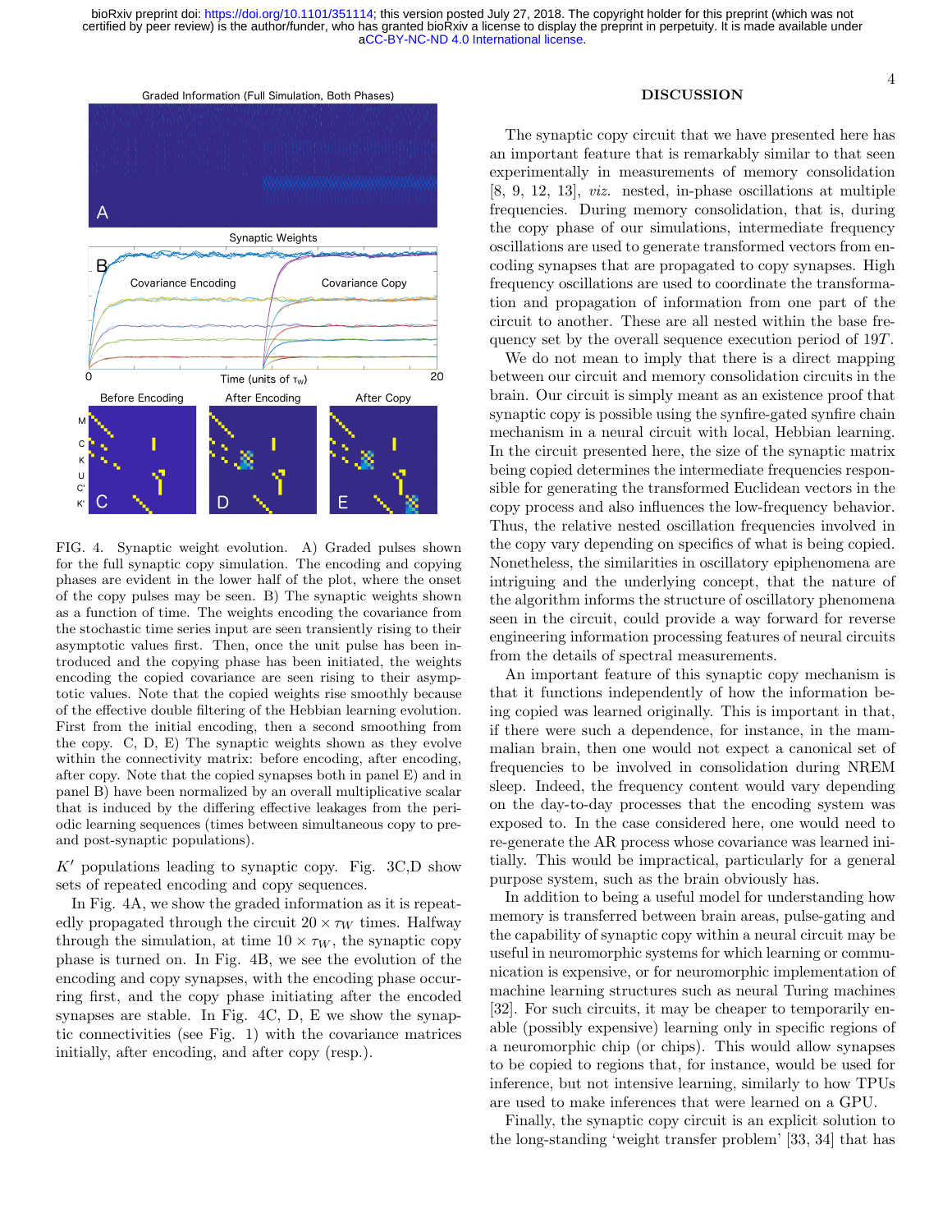FIG. 4. Synaptic weight evolution. A) Graded pulses shown for the full synaptic copy simulation. The encoding and copying phases are evident in the lower half of the plot, where the onset of the copy pulses may be seen. B) The synaptic weights shown as a function of time. The weights encoding the covariance from the stochastic time series input are seen transiently rising to their asymptotic values first. Then, once the unit pulse has been introduced and the copying phase has been initiated, the weights encoding the copied covariance are seen rising to their asymptotic values. Note that the copied weights rise smoothly because of the effective double filtering of the Hebbian learning evolution. First from the initial encoding, then a second smoothing from the copy. C, D, E) The synaptic weights shown as they evolve within the connectivity matrix: before encoding, after encoding, after copy. Note that the copied synapses both in panel E) and in panel B) have been normalized by an overall multiplicative scalar that is induced by the differing effective leakages from the periodic learning sequences (times between simultaneous copy to pre- and post-synaptic populations).

$K'$ populations leading to synaptic copy. Fig. 3C,D show sets of repeated encoding and copy sequences.

In Fig. 4A, we show the graded information as it is repeatedly propagated through the circuit $20 \times \tau_W$ times. Halfway through the simulation, at time $10 \times \tau_W$, the synaptic copy phase is turned on. In Fig. 4B, we see the evolution of the encoding and copy synapses, with the encoding phase occurring first, and the copy phase initiating after the encoded synapses are stable. In Fig. 4C, D, E we show the synaptic connectivities (see Fig. 1) with the covariance matrices initially, after encoding, and after copy (resp.).

## DISCUSSION

The synaptic copy circuit that we have presented here has an important feature that is remarkably similar to that seen experimentally in measurements of memory consolidation [8, 9, 12, 13], *viz.* nested, in-phase oscillations at multiple frequencies. During memory consolidation, that is, during the copy phase of our simulations, intermediate frequency oscillations are used to generate transformed vectors from encoding synapses that are propagated to copy synapses. High frequency oscillations are used to coordinate the transformation and propagation of information from one part of the circuit to another. These are all nested within the base frequency set by the overall sequence execution period of $19T$.

We do not mean to imply that there is a direct mapping between our circuit and memory consolidation circuits in the brain. Our circuit is simply meant as an existence proof that synaptic copy is possible using the synfire-gated synfire chain mechanism in a neural circuit with local, Hebbian learning. In the circuit presented here, the size of the synaptic matrix being copied determines the intermediate frequencies responsible for generating the transformed Euclidean vectors in the copy process and also influences the low-frequency behavior. Thus, the relative nested oscillation frequencies involved in the copy vary depending on specifics of what is being copied. Nonetheless, the similarities in oscillatory epiphenomena are intriguing and the underlying concept, that the nature of the algorithm informs the structure of oscillatory phenomena seen in the circuit, could provide a way forward for reverse engineering information processing features of neural circuits from the details of spectral measurements.

An important feature of this synaptic copy mechanism is that it functions independently of how the information being copied was learned originally. This is important in that, if there were such a dependence, for instance, in the mammalian brain, then one would not expect a canonical set of frequencies to be involved in consolidation during NREM sleep. Indeed, the frequency content would vary depending on the day-to-day processes that the encoding system was exposed to. In the case considered here, one would need to re-generate the AR process whose covariance was learned initially. This would be impractical, particularly for a general purpose system, such as the brain obviously has.

In addition to being a useful model for understanding how memory is transferred between brain areas, pulse-gating and the capability of synaptic copy within a neural circuit may be useful in neuromorphic systems for which learning or communication is expensive, or for neuromorphic implementation of machine learning structures such as neural Turing machines [32]. For such circuits, it may be cheaper to temporarily enable (possibly expensive) learning only in specific regions of a neuromorphic chip (or chips). This would allow synapses to be copied to regions that, for instance, would be used for inference, but not intensive learning, similarly to how TPUs are used to make inferences that were learned on a GPU.

Finally, the synaptic copy circuit is an explicit solution to the long-standing 'weight transfer problem' [33, 34] that has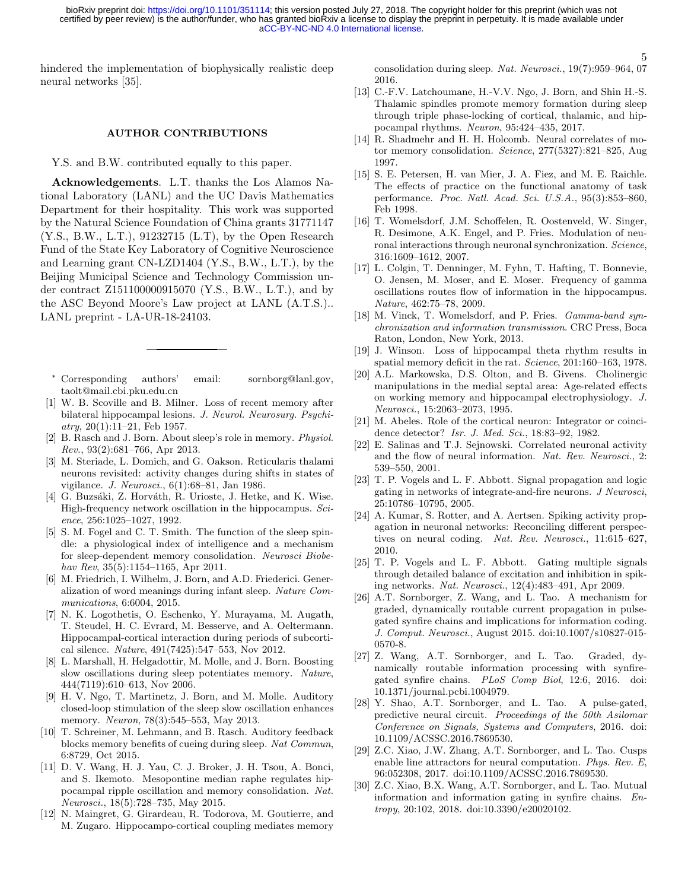hindered the implementation of biophysically realistic deep neural networks [35].

## AUTHOR CONTRIBUTIONS

Y.S. and B.W. contributed equally to this paper.

**Acknowledgements**. L.T. thanks the Los Alamos National Laboratory (LANL) and the UC Davis Mathematics Department for their hospitality. This work was supported by the Natural Science Foundation of China grants 31771147 (Y.S., B.W., L.T.), 91232715 (L.T), by the Open Research Fund of the State Key Laboratory of Cognitive Neuroscience and Learning grant CN-LZD1404 (Y.S., B.W., L.T.), by the Beijing Municipal Science and Technology Commission under contract Z151100000915070 (Y.S., B.W., L.T.), and by the ASC Beyond Moore's Law project at LANL (A.T.S.).. LANL preprint - LA-UR-18-24103.

---

\* Corresponding authors' email: sornborg@lanl.gov, taolt@mail.cbi.pku.edu.cn

[1] W. B. Scoville and B. Milner. Loss of recent memory after bilateral hippocampal lesions. *J. Neurol. Neurosurg. Psychiatry*, 20(1):11–21, Feb 1957.

[2] B. Rasch and J. Born. About sleep's role in memory. *Physiol. Rev.*, 93(2):681–766, Apr 2013.

[3] M. Steriade, L. Domich, and G. Oakson. Reticularis thalami neurons revisited: activity changes during shifts in states of vigilance. *J. Neurosci.*, 6(1):68–81, Jan 1986.

[4] G. Buzsáki, Z. Horváth, R. Urioste, J. Hetke, and K. Wise. High-frequency network oscillation in the hippocampus. *Science*, 256:1025–1027, 1992.

[5] S. M. Fogel and C. T. Smith. The function of the sleep spindle: a physiological index of intelligence and a mechanism for sleep-dependent memory consolidation. *Neurosci Biobehav Rev*, 35(5):1154–1165, Apr 2011.

[6] M. Friedrich, I. Wilhelm, J. Born, and A.D. Friederici. Generalization of word meanings during infant sleep. *Nature Communications*, 6:6004, 2015.

[7] N. K. Logothetis, O. Eschenko, Y. Murayama, M. Augath, T. Steudel, H. C. Evrard, M. Besserve, and A. Oeltermann. Hippocampal-cortical interaction during periods of subcortical silence. *Nature*, 491(7425):547–553, Nov 2012.

[8] L. Marshall, H. Helgadottir, M. Molle, and J. Born. Boosting slow oscillations during sleep potentiates memory. *Nature*, 444(7119):610–613, Nov 2006.

[9] H. V. Ngo, T. Martinetz, J. Born, and M. Molle. Auditory closed-loop stimulation of the sleep slow oscillation enhances memory. *Neuron*, 78(3):545–553, May 2013.

[10] T. Schreiner, M. Lehmann, and B. Rasch. Auditory feedback blocks memory benefits of cueing during sleep. *Nat Commun*, 6:8729, Oct 2015.

[11] D. V. Wang, H. J. Yau, C. J. Broker, J. H. Tsou, A. Bonci, and S. Ikemoto. Mesopontine median raphe regulates hippocampal ripple oscillation and memory consolidation. *Nat. Neurosci.*, 18(5):728–735, May 2015.

[12] N. Maingret, G. Girardeau, R. Todorova, M. Goutierre, and M. Zugaro. Hippocampo-cortical coupling mediates memory consolidation during sleep. *Nat. Neurosci.*, 19(7):959–964, 07 2016.

[13] C.-F.V. Latchoumane, H.-V.V. Ngo, J. Born, and Shin H.-S. Thalamic spindles promote memory formation during sleep through triple phase-locking of cortical, thalamic, and hippocampal rhythms. *Neuron*, 95:424–435, 2017.

[14] R. Shadmehr and H. H. Holcomb. Neural correlates of motor memory consolidation. *Science*, 277(5327):821–825, Aug 1997.

[15] S. E. Petersen, H. van Mier, J. A. Fiez, and M. E. Raichle. The effects of practice on the functional anatomy of task performance. *Proc. Natl. Acad. Sci. U.S.A.*, 95(3):853–860, Feb 1998.

[16] T. Womelsdorf, J.M. Schoffelen, R. Oostenveld, W. Singer, R. Desimone, A.K. Engel, and P. Fries. Modulation of neuronal interactions through neuronal synchronization. *Science*, 316:1609–1612, 2007.

[17] L. Colgin, T. Denninger, M. Fyhn, T. Hafting, T. Bonnevie, O. Jensen, M. Moser, and E. Moser. Frequency of gamma oscillations routes flow of information in the hippocampus. *Nature*, 462:75–78, 2009.

[18] M. Vinck, T. Womelsdorf, and P. Fries. *Gamma-band synchronization and information transmission*. CRC Press, Boca Raton, London, New York, 2013.

[19] J. Winson. Loss of hippocampal theta rhythm results in spatial memory deficit in the rat. *Science*, 201:160–163, 1978.

[20] A.L. Markowska, D.S. Olton, and B. Givens. Cholinergic manipulations in the medial septal area: Age-related effects on working memory and hippocampal electrophysiology. *J. Neurosci.*, 15:2063–2073, 1995.

[21] M. Abeles. Role of the cortical neuron: Integrator or coincidence detector? *Isr. J. Med. Sci.*, 18:83–92, 1982.

[22] E. Salinas and T.J. Sejnowski. Correlated neuronal activity and the flow of neural information. *Nat. Rev. Neurosci.*, 2: 539–550, 2001.

[23] T. P. Vogels and L. F. Abbott. Signal propagation and logic gating in networks of integrate-and-fire neurons. *J Neurosci*, 25:10786–10795, 2005.

[24] A. Kumar, S. Rotter, and A. Aertsen. Spiking activity propagation in neuronal networks: Reconciling different perspectives on neural coding. *Nat. Rev. Neurosci.*, 11:615–627, 2010.

[25] T. P. Vogels and L. F. Abbott. Gating multiple signals through detailed balance of excitation and inhibition in spiking networks. *Nat. Neurosci.*, 12(4):483–491, Apr 2009.

[26] A.T. Sornborger, Z. Wang, and L. Tao. A mechanism for graded, dynamically routable current propagation in pulse-gated synfire chains and implications for information coding. *J. Comput. Neurosci.*, August 2015. doi:10.1007/s10827-015-0570-8.

[27] Z. Wang, A.T. Sornborger, and L. Tao. Graded, dynamically routable information processing with synfire-gated synfire chains. *PLoS Comp Biol*, 12:6, 2016. doi: 10.1371/journal.pcbi.1004979.

[28] Y. Shao, A.T. Sornborger, and L. Tao. A pulse-gated, predictive neural circuit. *Proceedings of the 50th Asilomar Conference on Signals, Systems and Computers*, 2016. doi: 10.1109/ACSSC.2016.7869530.

[29] Z.C. Xiao, J.W. Zhang, A.T. Sornborger, and L. Tao. Cusps enable line attractors for neural computation. *Phys. Rev. E*, 96:052308, 2017. doi:10.1109/ACSSC.2016.7869530.

[30] Z.C. Xiao, B.X. Wang, A.T. Sornborger, and L. Tao. Mutual information and information gating in synfire chains. *Entropy*, 20:102, 2018. doi:10.3390/e20020102.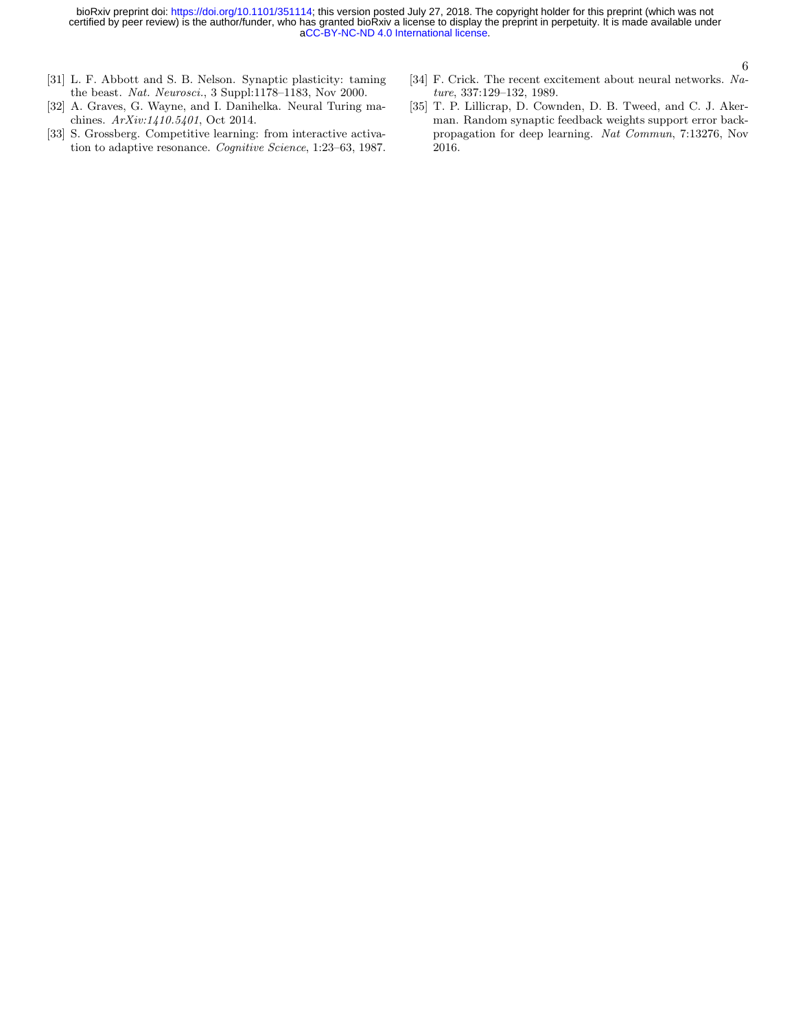[31] L. F. Abbott and S. B. Nelson. Synaptic plasticity: taming the beast. *Nat. Neurosci.*, 3 Suppl:1178–1183, Nov 2000.

[32] A. Graves, G. Wayne, and I. Danihelka. Neural Turing machines. *ArXiv:1410.5401*, Oct 2014.

[33] S. Grossberg. Competitive learning: from interactive activation to adaptive resonance. *Cognitive Science*, 1:23–63, 1987.

[34] F. Crick. The recent excitement about neural networks. *Nature*, 337:129–132, 1989.

[35] T. P. Lillicrap, D. Cownden, D. B. Tweed, and C. J. Akerman. Random synaptic feedback weights support error backpropagation for deep learning. *Nat Commun*, 7:13276, Nov 2016.